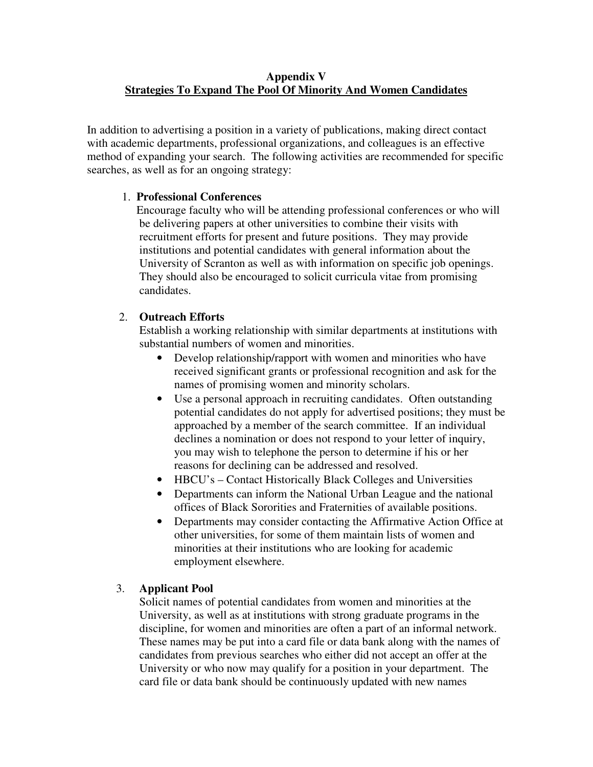# Appendix V
## Strategies To Expand The Pool Of Minority And Women Candidates

In addition to advertising a position in a variety of publications, making direct contact with academic departments, professional organizations, and colleagues is an effective method of expanding your search. The following activities are recommended for specific searches, as well as for an ongoing strategy:

1. **Professional Conferences**
   Encourage faculty who will be attending professional conferences or who will be delivering papers at other universities to combine their visits with recruitment efforts for present and future positions. They may provide institutions and potential candidates with general information about the University of Scranton as well as with information on specific job openings. They should also be encouraged to solicit curricula vitae from promising candidates.

2. **Outreach Efforts**
   Establish a working relationship with similar departments at institutions with substantial numbers of women and minorities.
   - Develop relationship/rapport with women and minorities who have received significant grants or professional recognition and ask for the names of promising women and minority scholars.
   - Use a personal approach in recruiting candidates. Often outstanding potential candidates do not apply for advertised positions; they must be approached by a member of the search committee. If an individual declines a nomination or does not respond to your letter of inquiry, you may wish to telephone the person to determine if his or her reasons for declining can be addressed and resolved.
   - HBCU's – Contact Historically Black Colleges and Universities
   - Departments can inform the National Urban League and the national offices of Black Sororities and Fraternities of available positions.
   - Departments may consider contacting the Affirmative Action Office at other universities, for some of them maintain lists of women and minorities at their institutions who are looking for academic employment elsewhere.

3. **Applicant Pool**
   Solicit names of potential candidates from women and minorities at the University, as well as at institutions with strong graduate programs in the discipline, for women and minorities are often a part of an informal network. These names may be put into a card file or data bank along with the names of candidates from previous searches who either did not accept an offer at the University or who now may qualify for a position in your department. The card file or data bank should be continuously updated with new names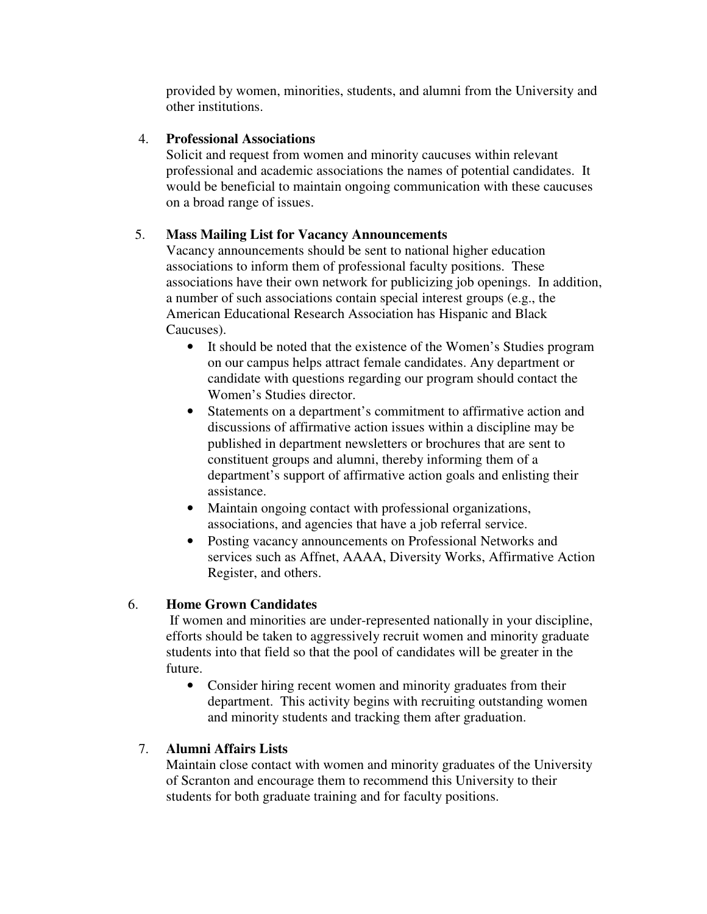provided by women, minorities, students, and alumni from the University and other institutions.

4. **Professional Associations**
   Solicit and request from women and minority caucuses within relevant professional and academic associations the names of potential candidates. It would be beneficial to maintain ongoing communication with these caucuses on a broad range of issues.

5. **Mass Mailing List for Vacancy Announcements**
   Vacancy announcements should be sent to national higher education associations to inform them of professional faculty positions. These associations have their own network for publicizing job openings. In addition, a number of such associations contain special interest groups (e.g., the American Educational Research Association has Hispanic and Black Caucuses).
   - It should be noted that the existence of the Women's Studies program on our campus helps attract female candidates. Any department or candidate with questions regarding our program should contact the Women's Studies director.
   - Statements on a department's commitment to affirmative action and discussions of affirmative action issues within a discipline may be published in department newsletters or brochures that are sent to constituent groups and alumni, thereby informing them of a department's support of affirmative action goals and enlisting their assistance.
   - Maintain ongoing contact with professional organizations, associations, and agencies that have a job referral service.
   - Posting vacancy announcements on Professional Networks and services such as Affnet, AAAA, Diversity Works, Affirmative Action Register, and others.

6. **Home Grown Candidates**
   If women and minorities are under-represented nationally in your discipline, efforts should be taken to aggressively recruit women and minority graduate students into that field so that the pool of candidates will be greater in the future.
   - Consider hiring recent women and minority graduates from their department. This activity begins with recruiting outstanding women and minority students and tracking them after graduation.

7. **Alumni Affairs Lists**
   Maintain close contact with women and minority graduates of the University of Scranton and encourage them to recommend this University to their students for both graduate training and for faculty positions.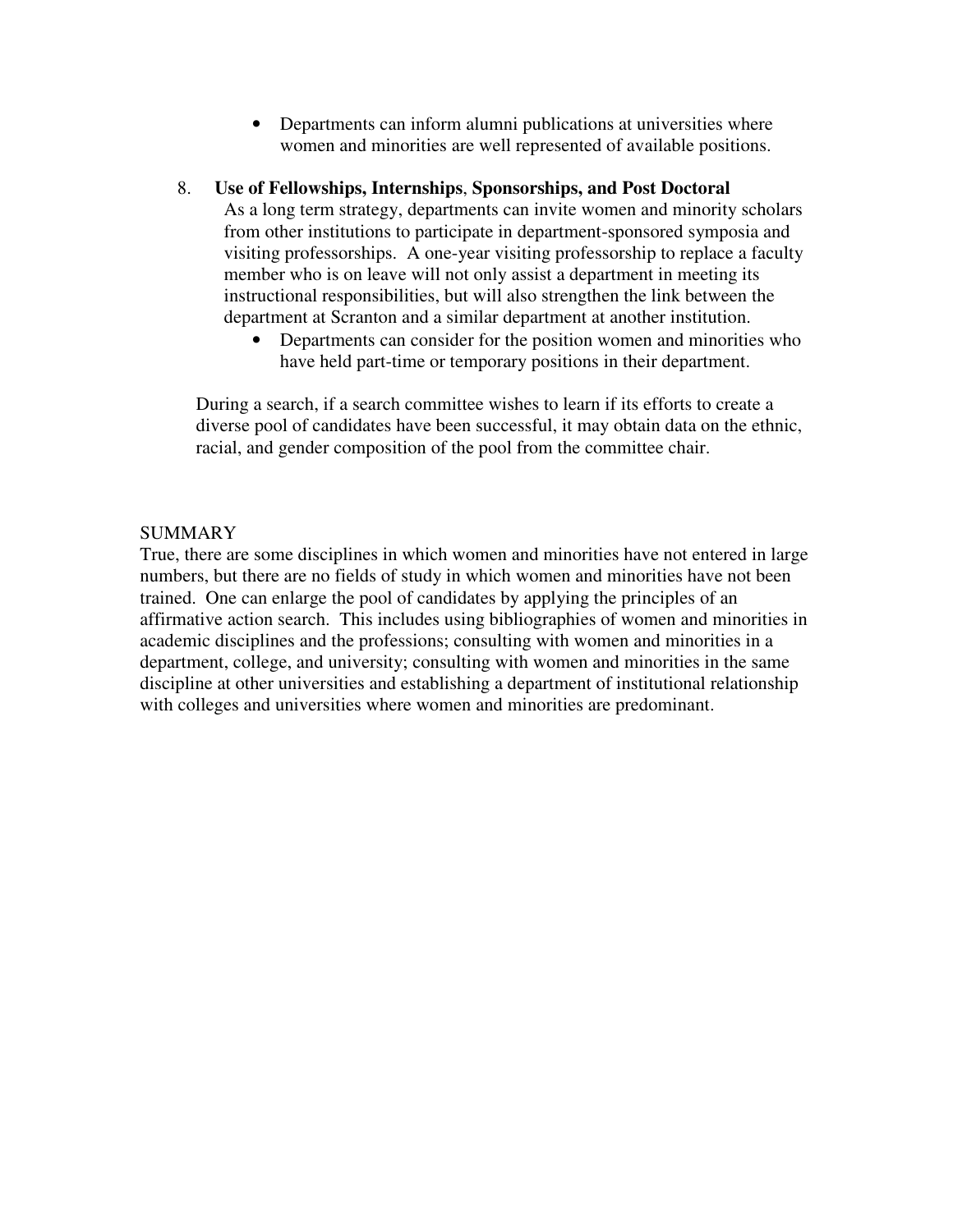- Departments can inform alumni publications at universities where women and minorities are well represented of available positions.

8. **Use of Fellowships, Internships, Sponsorships, and Post Doctoral**

   As a long term strategy, departments can invite women and minority scholars from other institutions to participate in department-sponsored symposia and visiting professorships. A one-year visiting professorship to replace a faculty member who is on leave will not only assist a department in meeting its instructional responsibilities, but will also strengthen the link between the department at Scranton and a similar department at another institution.

   - Departments can consider for the position women and minorities who have held part-time or temporary positions in their department.

During a search, if a search committee wishes to learn if its efforts to create a diverse pool of candidates have been successful, it may obtain data on the ethnic, racial, and gender composition of the pool from the committee chair.

SUMMARY

True, there are some disciplines in which women and minorities have not entered in large numbers, but there are no fields of study in which women and minorities have not been trained. One can enlarge the pool of candidates by applying the principles of an affirmative action search. This includes using bibliographies of women and minorities in academic disciplines and the professions; consulting with women and minorities in a department, college, and university; consulting with women and minorities in the same discipline at other universities and establishing a department of institutional relationship with colleges and universities where women and minorities are predominant.